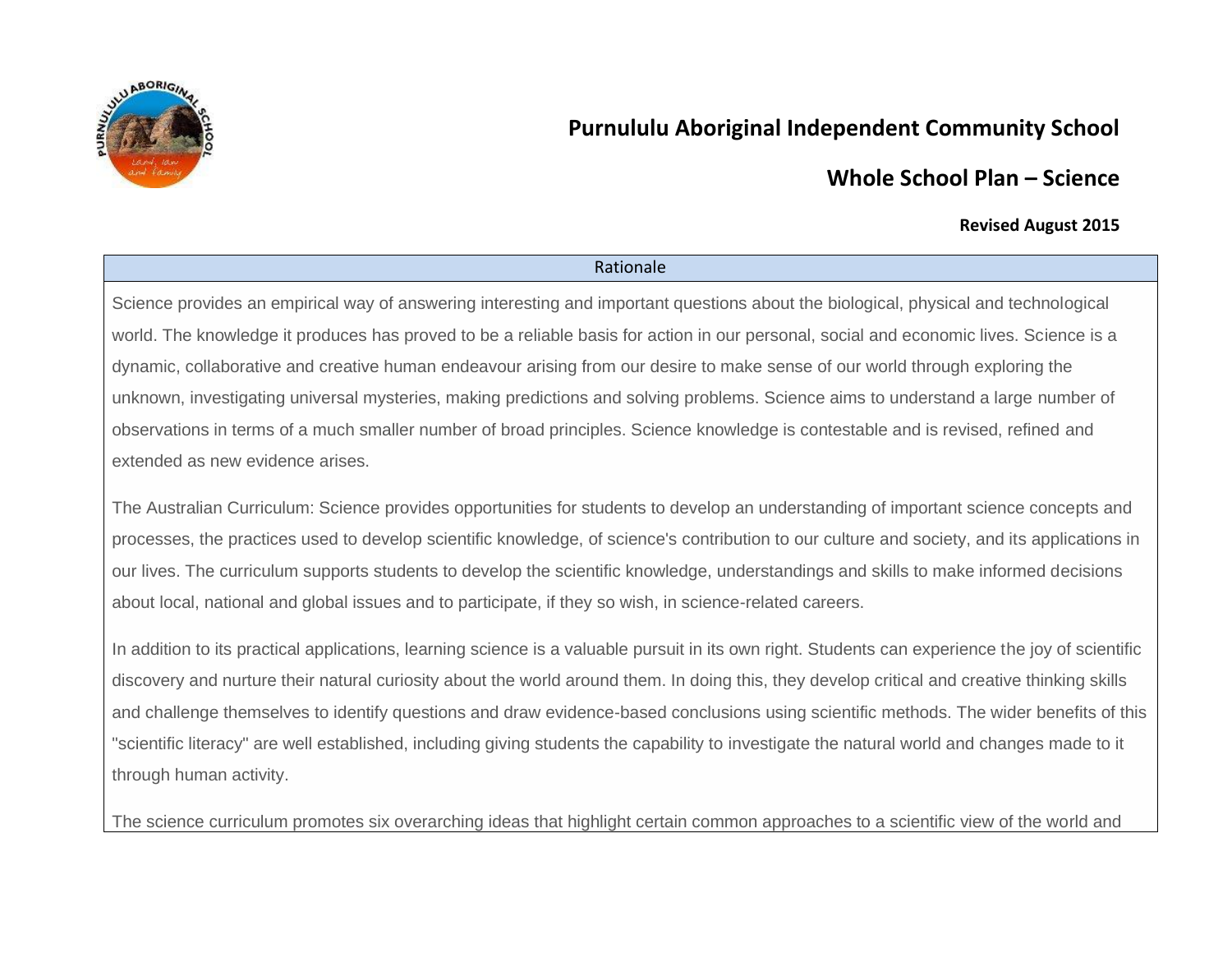# Purnululu Aboriginal Independent Community School

## Whole School Plan – Science

**Revised August 2015**

| Rationale |
|---|
| Science provides an empirical way of answering interesting and important questions about the biological, physical and technological world. The knowledge it produces has proved to be a reliable basis for action in our personal, social and economic lives. Science is a dynamic, collaborative and creative human endeavour arising from our desire to make sense of our world through exploring the unknown, investigating universal mysteries, making predictions and solving problems. Science aims to understand a large number of observations in terms of a much smaller number of broad principles. Science knowledge is contestable and is revised, refined and extended as new evidence arises.<br><br>The Australian Curriculum: Science provides opportunities for students to develop an understanding of important science concepts and processes, the practices used to develop scientific knowledge, of science's contribution to our culture and society, and its applications in our lives. The curriculum supports students to develop the scientific knowledge, understandings and skills to make informed decisions about local, national and global issues and to participate, if they so wish, in science-related careers.<br><br>In addition to its practical applications, learning science is a valuable pursuit in its own right. Students can experience the joy of scientific discovery and nurture their natural curiosity about the world around them. In doing this, they develop critical and creative thinking skills and challenge themselves to identify questions and draw evidence-based conclusions using scientific methods. The wider benefits of this "scientific literacy" are well established, including giving students the capability to investigate the natural world and changes made to it through human activity.<br><br>The science curriculum promotes six overarching ideas that highlight certain common approaches to a scientific view of the world and |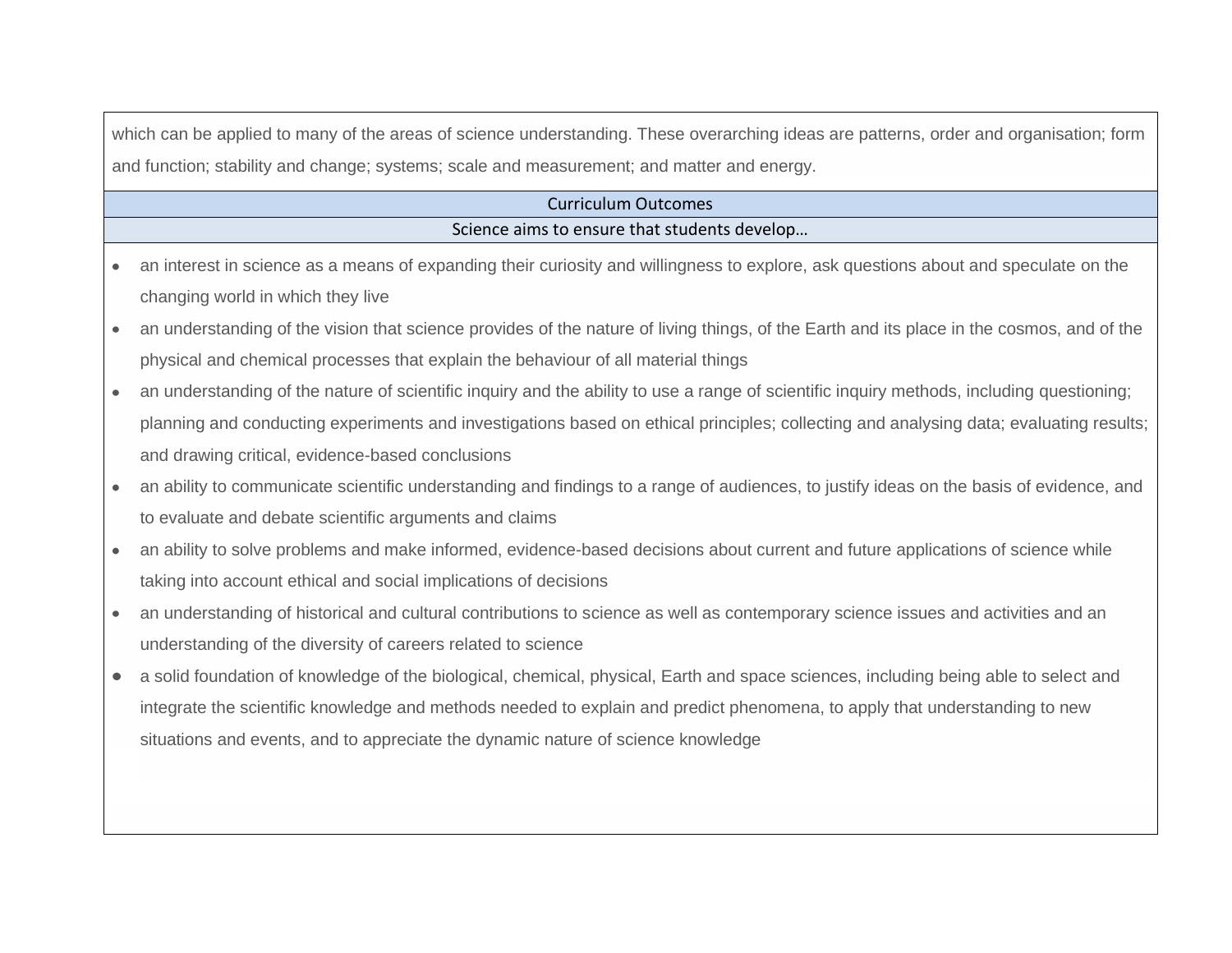which can be applied to many of the areas of science understanding. These overarching ideas are patterns, order and organisation; form and function; stability and change; systems; scale and measurement; and matter and energy.

## Curriculum Outcomes

### Science aims to ensure that students develop…

- an interest in science as a means of expanding their curiosity and willingness to explore, ask questions about and speculate on the changing world in which they live
- an understanding of the vision that science provides of the nature of living things, of the Earth and its place in the cosmos, and of the physical and chemical processes that explain the behaviour of all material things
- an understanding of the nature of scientific inquiry and the ability to use a range of scientific inquiry methods, including questioning; planning and conducting experiments and investigations based on ethical principles; collecting and analysing data; evaluating results; and drawing critical, evidence-based conclusions
- an ability to communicate scientific understanding and findings to a range of audiences, to justify ideas on the basis of evidence, and to evaluate and debate scientific arguments and claims
- an ability to solve problems and make informed, evidence-based decisions about current and future applications of science while taking into account ethical and social implications of decisions
- an understanding of historical and cultural contributions to science as well as contemporary science issues and activities and an understanding of the diversity of careers related to science
- a solid foundation of knowledge of the biological, chemical, physical, Earth and space sciences, including being able to select and integrate the scientific knowledge and methods needed to explain and predict phenomena, to apply that understanding to new situations and events, and to appreciate the dynamic nature of science knowledge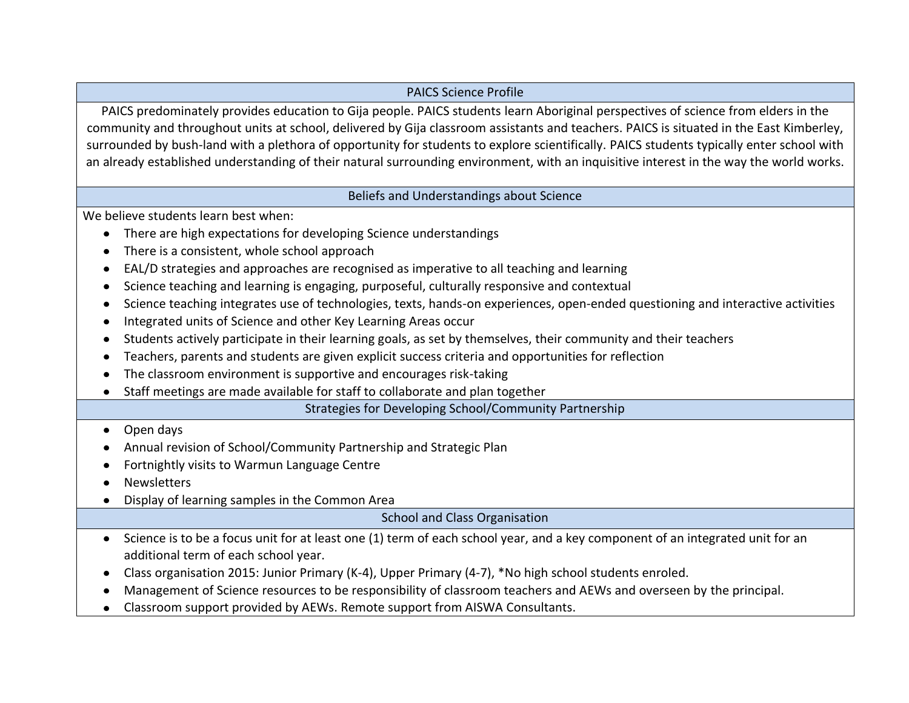## PAICS Science Profile

PAICS predominately provides education to Gija people. PAICS students learn Aboriginal perspectives of science from elders in the community and throughout units at school, delivered by Gija classroom assistants and teachers. PAICS is situated in the East Kimberley, surrounded by bush-land with a plethora of opportunity for students to explore scientifically. PAICS students typically enter school with an already established understanding of their natural surrounding environment, with an inquisitive interest in the way the world works.

## Beliefs and Understandings about Science

We believe students learn best when:

- There are high expectations for developing Science understandings
- There is a consistent, whole school approach
- EAL/D strategies and approaches are recognised as imperative to all teaching and learning
- Science teaching and learning is engaging, purposeful, culturally responsive and contextual
- Science teaching integrates use of technologies, texts, hands-on experiences, open-ended questioning and interactive activities
- Integrated units of Science and other Key Learning Areas occur
- Students actively participate in their learning goals, as set by themselves, their community and their teachers
- Teachers, parents and students are given explicit success criteria and opportunities for reflection
- The classroom environment is supportive and encourages risk-taking
- Staff meetings are made available for staff to collaborate and plan together

## Strategies for Developing School/Community Partnership

- Open days
- Annual revision of School/Community Partnership and Strategic Plan
- Fortnightly visits to Warmun Language Centre
- Newsletters
- Display of learning samples in the Common Area

## School and Class Organisation

- Science is to be a focus unit for at least one (1) term of each school year, and a key component of an integrated unit for an additional term of each school year.
- Class organisation 2015: Junior Primary (K-4), Upper Primary (4-7), *No high school students enroled.
- Management of Science resources to be responsibility of classroom teachers and AEWs and overseen by the principal.
- Classroom support provided by AEWs. Remote support from AISWA Consultants.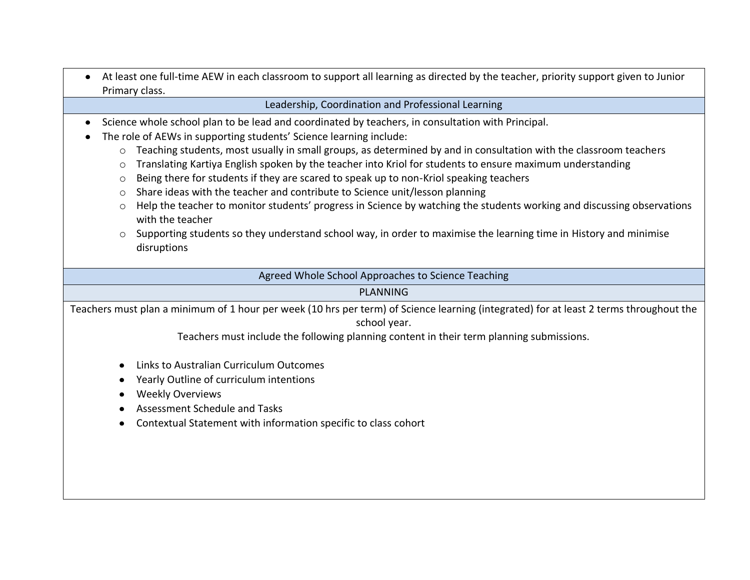- At least one full-time AEW in each classroom to support all learning as directed by the teacher, priority support given to Junior Primary class.

## Leadership, Coordination and Professional Learning

- Science whole school plan to be lead and coordinated by teachers, in consultation with Principal.
- The role of AEWs in supporting students' Science learning include:
  - Teaching students, most usually in small groups, as determined by and in consultation with the classroom teachers
  - Translating Kartiya English spoken by the teacher into Kriol for students to ensure maximum understanding
  - Being there for students if they are scared to speak up to non-Kriol speaking teachers
  - Share ideas with the teacher and contribute to Science unit/lesson planning
  - Help the teacher to monitor students' progress in Science by watching the students working and discussing observations with the teacher
  - Supporting students so they understand school way, in order to maximise the learning time in History and minimise disruptions

## Agreed Whole School Approaches to Science Teaching

### PLANNING

Teachers must plan a minimum of 1 hour per week (10 hrs per term) of Science learning (integrated) for at least 2 terms throughout the school year.

Teachers must include the following planning content in their term planning submissions.

- Links to Australian Curriculum Outcomes
- Yearly Outline of curriculum intentions
- Weekly Overviews
- Assessment Schedule and Tasks
- Contextual Statement with information specific to class cohort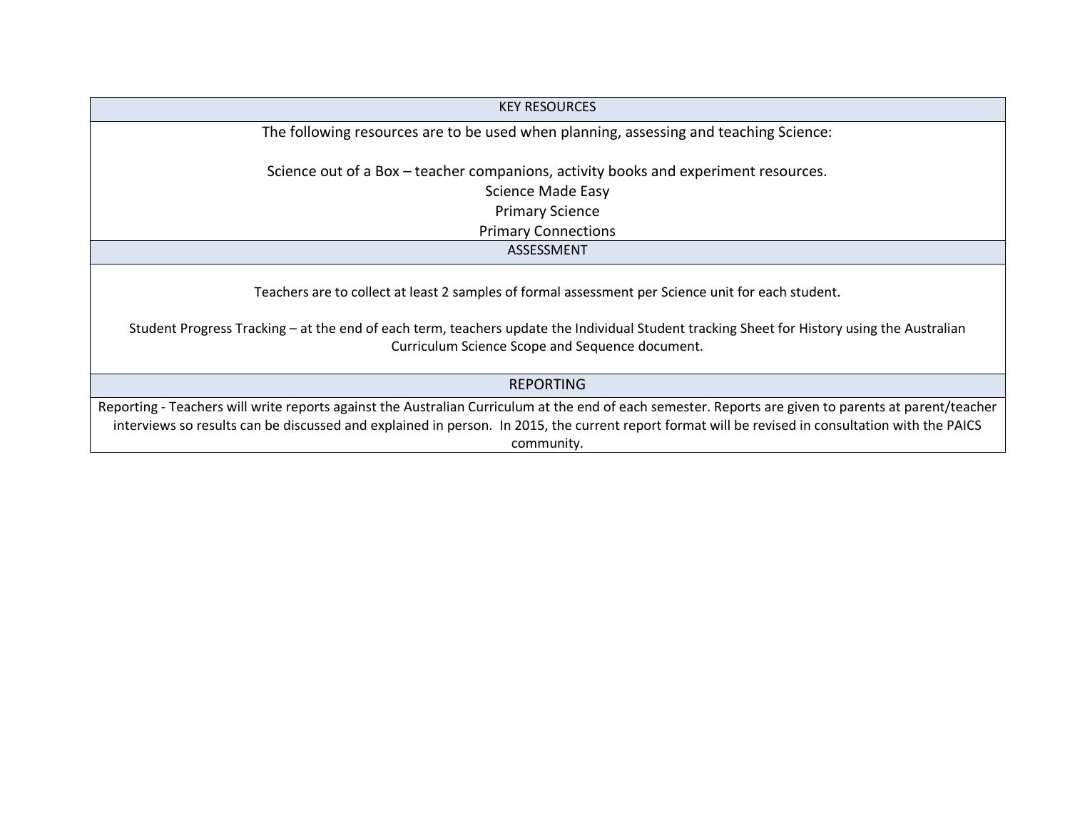| KEY RESOURCES |
| --- |
| The following resources are to be used when planning, assessing and teaching Science:<br><br>Science out of a Box – teacher companions, activity books and experiment resources.<br>Science Made Easy<br>Primary Science<br>Primary Connections |
| ASSESSMENT |
| Teachers are to collect at least 2 samples of formal assessment per Science unit for each student.<br><br>Student Progress Tracking – at the end of each term, teachers update the Individual Student tracking Sheet for History using the Australian Curriculum Science Scope and Sequence document. |
| REPORTING |
| Reporting - Teachers will write reports against the Australian Curriculum at the end of each semester. Reports are given to parents at parent/teacher interviews so results can be discussed and explained in person. In 2015, the current report format will be revised in consultation with the PAICS community. |